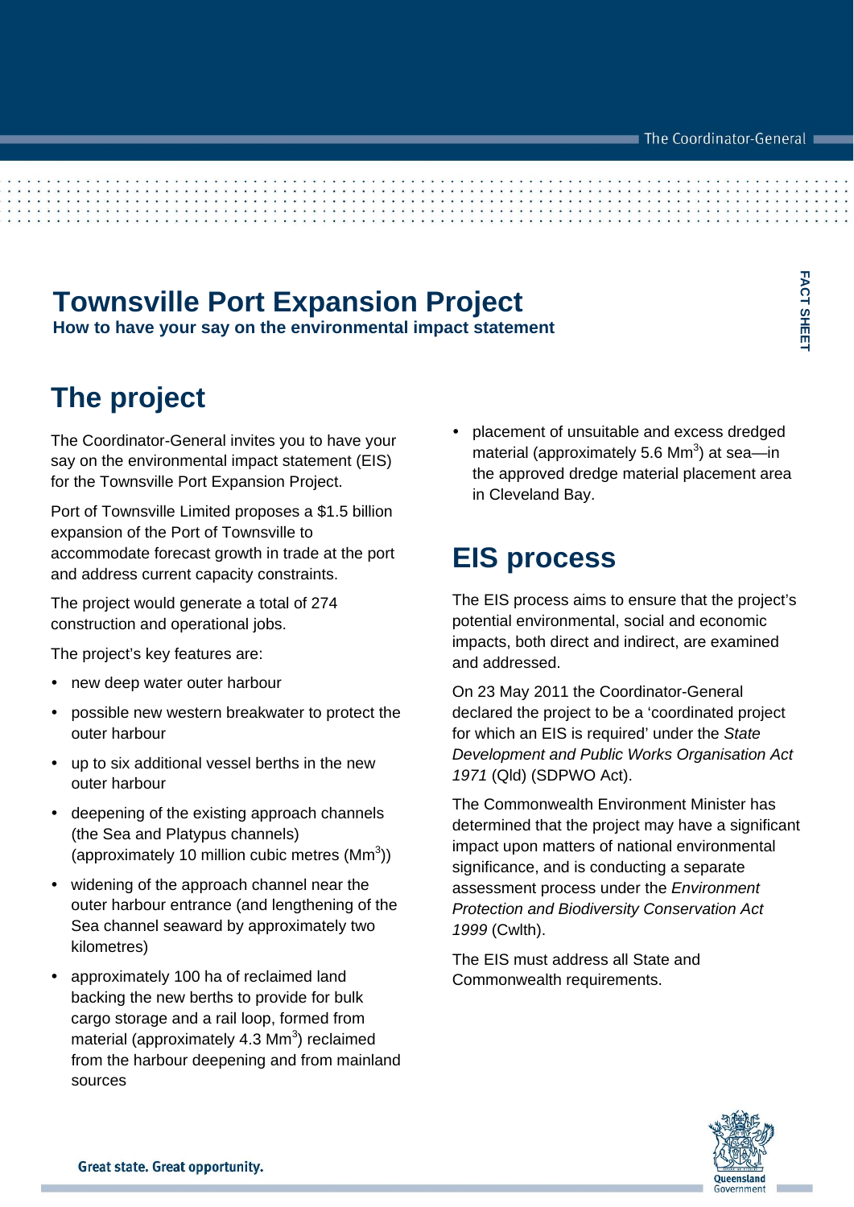# Townsville Port Expansion Project

**How to have your say on the environmental impact statement**

## The project

The Coordinator-General invites you to have your say on the environmental impact statement (EIS) for the Townsville Port Expansion Project.

Port of Townsville Limited proposes a $1.5 billion expansion of the Port of Townsville to accommodate forecast growth in trade at the port and address current capacity constraints.

The project would generate a total of 274 construction and operational jobs.

The project's key features are:

- new deep water outer harbour
- possible new western breakwater to protect the outer harbour
- up to six additional vessel berths in the new outer harbour
- deepening of the existing approach channels (the Sea and Platypus channels) (approximately 10 million cubic metres ($Mm^3$))
- widening of the approach channel near the outer harbour entrance (and lengthening of the Sea channel seaward by approximately two kilometres)
- approximately 100 ha of reclaimed land backing the new berths to provide for bulk cargo storage and a rail loop, formed from material (approximately 4.3 $Mm^3$) reclaimed from the harbour deepening and from mainland sources
- placement of unsuitable and excess dredged material (approximately 5.6 $Mm^3$) at sea—in the approved dredge material placement area in Cleveland Bay.

## EIS process

The EIS process aims to ensure that the project's potential environmental, social and economic impacts, both direct and indirect, are examined and addressed.

On 23 May 2011 the Coordinator-General declared the project to be a 'coordinated project for which an EIS is required' under the *State Development and Public Works Organisation Act 1971* (Qld) (SDPWO Act).

The Commonwealth Environment Minister has determined that the project may have a significant impact upon matters of national environmental significance, and is conducting a separate assessment process under the *Environment Protection and Biodiversity Conservation Act 1999* (Cwlth).

The EIS must address all State and Commonwealth requirements.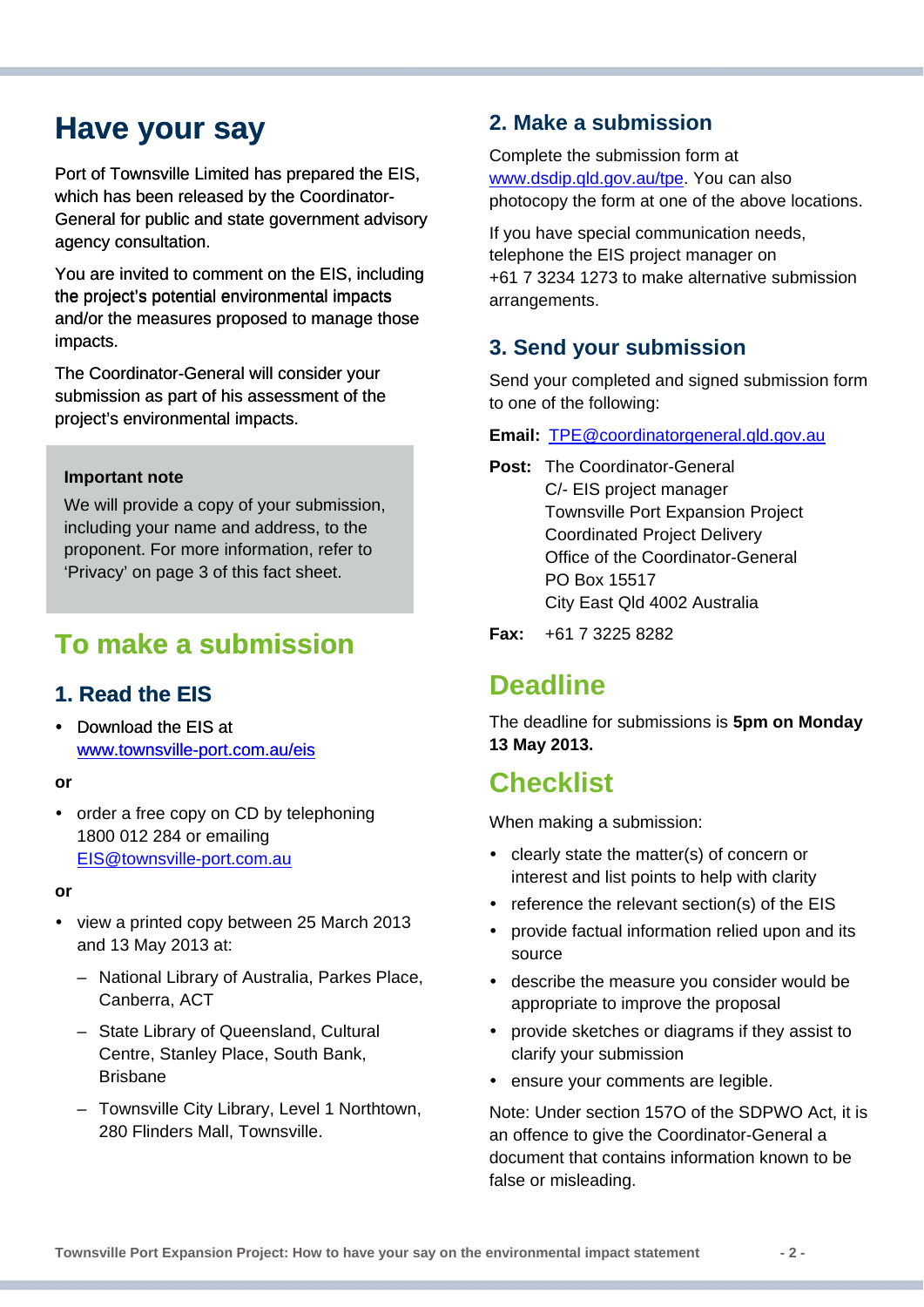# Have your say

Port of Townsville Limited has prepared the EIS, which has been released by the Coordinator-General for public and state government advisory agency consultation.

You are invited to comment on the EIS, including the project's potential environmental impacts and/or the measures proposed to manage those impacts.

The Coordinator-General will consider your submission as part of his assessment of the project's environmental impacts.

> **Important note**
>
> We will provide a copy of your submission, including your name and address, to the proponent. For more information, refer to 'Privacy' on page 3 of this fact sheet.

## To make a submission

### 1. Read the EIS

- Download the EIS at [www.townsville-port.com.au/eis](http://www.townsville-port.com.au/eis)

**or**

- order a free copy on CD by telephoning 1800 012 284 or emailing [EIS@townsville-port.com.au](mailto:EIS@townsville-port.com.au)

**or**

- view a printed copy between 25 March 2013 and 13 May 2013 at:
  - National Library of Australia, Parkes Place, Canberra, ACT
  - State Library of Queensland, Cultural Centre, Stanley Place, South Bank, Brisbane
  - Townsville City Library, Level 1 Northtown, 280 Flinders Mall, Townsville.

### 2. Make a submission

Complete the submission form at [www.dsdip.qld.gov.au/tpe](http://www.dsdip.qld.gov.au/tpe). You can also photocopy the form at one of the above locations.

If you have special communication needs, telephone the EIS project manager on +61 7 3234 1273 to make alternative submission arrangements.

### 3. Send your submission

Send your completed and signed submission form to one of the following:

**Email:** [TPE@coordinatorgeneral.qld.gov.au](mailto:TPE@coordinatorgeneral.qld.gov.au)

**Post:** The Coordinator-General
C/- EIS project manager
Townsville Port Expansion Project
Coordinated Project Delivery
Office of the Coordinator-General
PO Box 15517
City East Qld 4002 Australia

**Fax:** +61 7 3225 8282

## Deadline

The deadline for submissions is **5pm on Monday 13 May 2013.**

## Checklist

When making a submission:

- clearly state the matter(s) of concern or interest and list points to help with clarity
- reference the relevant section(s) of the EIS
- provide factual information relied upon and its source
- describe the measure you consider would be appropriate to improve the proposal
- provide sketches or diagrams if they assist to clarify your submission
- ensure your comments are legible.

Note: Under section 157O of the SDPWO Act, it is an offence to give the Coordinator-General a document that contains information known to be false or misleading.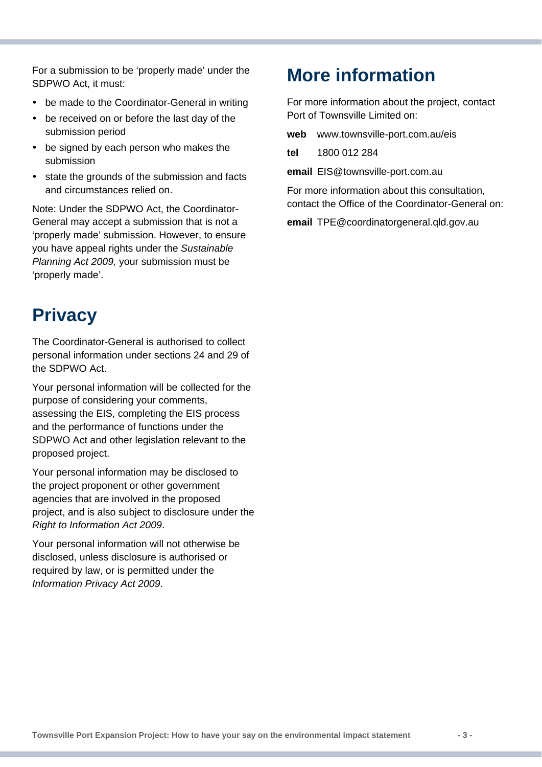For a submission to be 'properly made' under the SDPWO Act, it must:

- be made to the Coordinator-General in writing
- be received on or before the last day of the submission period
- be signed by each person who makes the submission
- state the grounds of the submission and facts and circumstances relied on.

Note: Under the SDPWO Act, the Coordinator-General may accept a submission that is not a 'properly made' submission. However, to ensure you have appeal rights under the *Sustainable Planning Act 2009,* your submission must be 'properly made'.

# Privacy

The Coordinator-General is authorised to collect personal information under sections 24 and 29 of the SDPWO Act.

Your personal information will be collected for the purpose of considering your comments, assessing the EIS, completing the EIS process and the performance of functions under the SDPWO Act and other legislation relevant to the proposed project.

Your personal information may be disclosed to the project proponent or other government agencies that are involved in the proposed project, and is also subject to disclosure under the *Right to Information Act 2009*.

Your personal information will not otherwise be disclosed, unless disclosure is authorised or required by law, or is permitted under the *Information Privacy Act 2009*.

# More information

For more information about the project, contact Port of Townsville Limited on:

**web** www.townsville-port.com.au/eis

**tel** 1800 012 284

**email** EIS@townsville-port.com.au

For more information about this consultation, contact the Office of the Coordinator-General on:

**email** TPE@coordinatorgeneral.qld.gov.au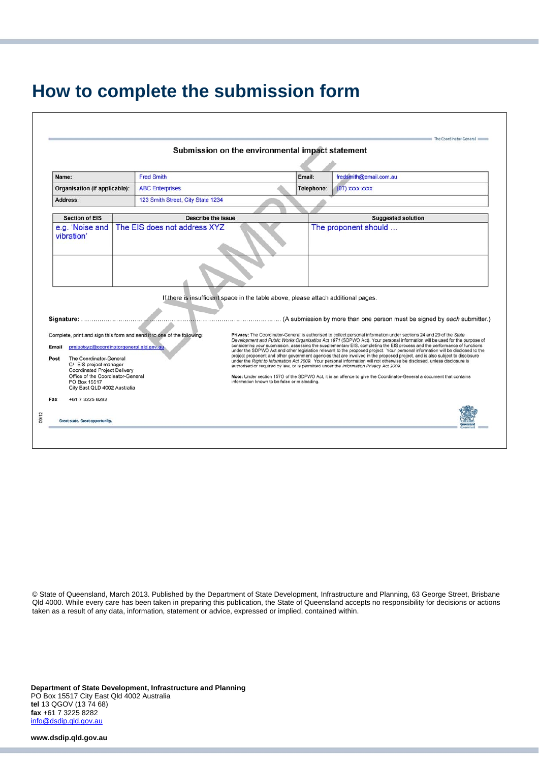# How to complete the submission form

The Coordinator-General

**Submission on the environmental impact statement**

| | | | |
|---|---|---|---|
| **Name:** | Fred Smith | **Email:** | fredsmith@email.com.au |
| **Organisation (if applicable):** | ABC Enterprises | **Telephone:** | (07) xxxx xxxx |
| **Address:** | 123 Smith Street, City State 1234 | | |

| Section of EIS | Describe the issue | Suggested solution |
|---|---|---|
| e.g. 'Noise and vibration' | The EIS does not address XYZ | The proponent should … |
| | | |

If there is insufficient space in the table above, please attach additional pages.

**Signature:** ……………………………………………………………………………………… (A submission by more than one person must be signed by *each* submitter.)

Complete, print and sign this form and send it to one of the following:

**Email** projectxyz@coordinatorgeneral.qld.gov.au

**Post** The Coordinator-General
C/- EIS project manager
Coordinated Project Delivery
Office of the Coordinator-General
PO Box 15517
City East QLD 4002 Australia

**Fax** +61 7 3225 8282

**Privacy:** The Coordinator-General is authorised to collect personal information under sections 24 and 29 of the *State Development and Public Works Organisation Act 1971* (SDPWO Act). Your personal information will be used for the purpose of considering your submission, assessing the supplementary EIS, completing the EIS process and the performance of functions under the SDPWO Act and other legislation relevant to the proposed project. Your personal information will be disclosed to the project proponent and other government agencies that are involved in the proposed project, and is also subject to disclosure under the *Right to Information Act 2009*. Your personal information will not otherwise be disclosed, unless disclosure is authorised or required by law, or is permitted under the *Information Privacy Act 2009*.

**Note:** Under section 157O of the SDPWO Act, it is an offence to give the Coordinator-General a document that contains information known to be false or misleading.

09/12

Great state. Great opportunity.

EXAMPLE

© State of Queensland, March 2013. Published by the Department of State Development, Infrastructure and Planning, 63 George Street, Brisbane Qld 4000. While every care has been taken in preparing this publication, the State of Queensland accepts no responsibility for decisions or actions taken as a result of any data, information, statement or advice, expressed or implied, contained within.

**Department of State Development, Infrastructure and Planning**
PO Box 15517 City East Qld 4002 Australia
**tel** 13 QGOV (13 74 68)
**fax** +61 7 3225 8282
info@dsdip.qld.gov.au

**www.dsdip.qld.gov.au**